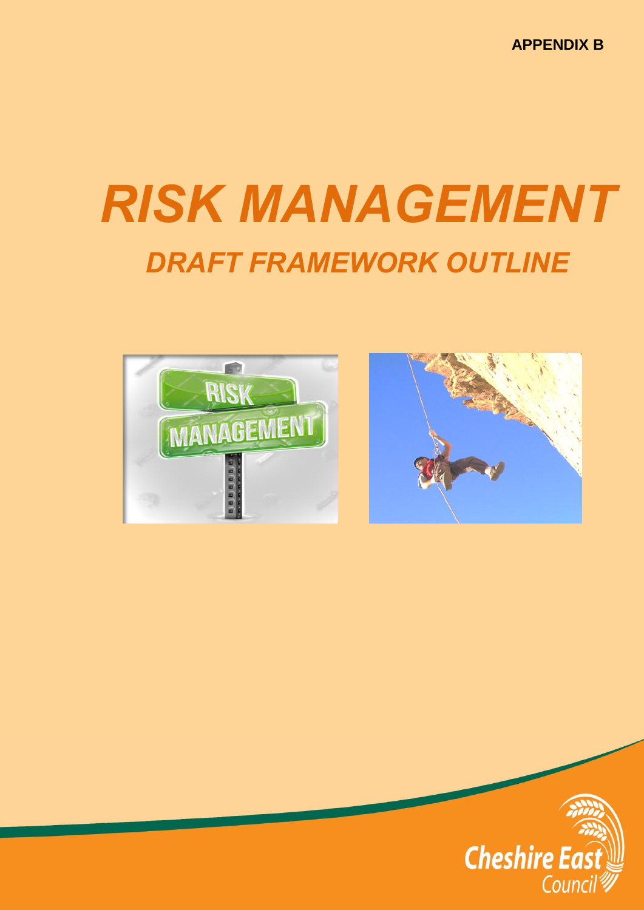APPENDIX B

# *RISK MANAGEMENT*

## *DRAFT FRAMEWORK OUTLINE*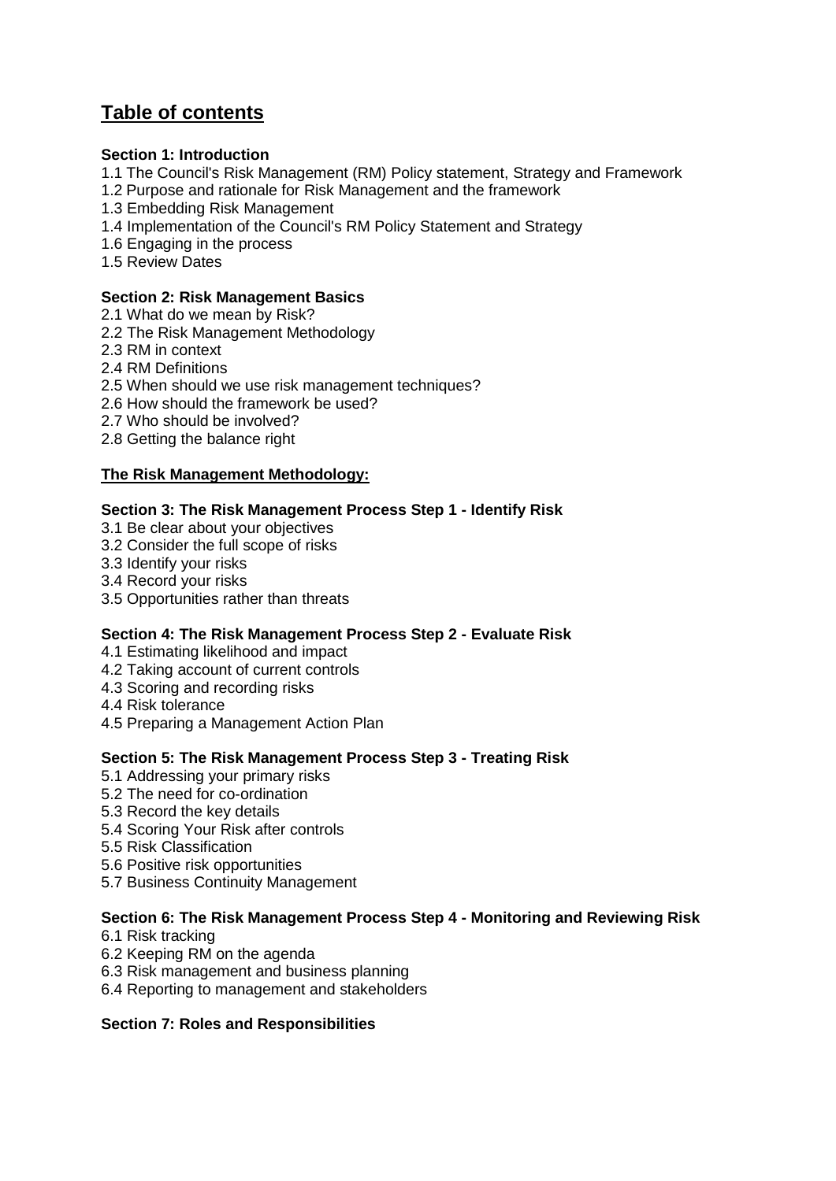# Table of contents

**Section 1: Introduction**

1.1 The Council's Risk Management (RM) Policy statement, Strategy and Framework
1.2 Purpose and rationale for Risk Management and the framework
1.3 Embedding Risk Management
1.4 Implementation of the Council's RM Policy Statement and Strategy
1.6 Engaging in the process
1.5 Review Dates

**Section 2: Risk Management Basics**

2.1 What do we mean by Risk?
2.2 The Risk Management Methodology
2.3 RM in context
2.4 RM Definitions
2.5 When should we use risk management techniques?
2.6 How should the framework be used?
2.7 Who should be involved?
2.8 Getting the balance right

**The Risk Management Methodology:**

**Section 3: The Risk Management Process Step 1 - Identify Risk**

3.1 Be clear about your objectives
3.2 Consider the full scope of risks
3.3 Identify your risks
3.4 Record your risks
3.5 Opportunities rather than threats

**Section 4: The Risk Management Process Step 2 - Evaluate Risk**

4.1 Estimating likelihood and impact
4.2 Taking account of current controls
4.3 Scoring and recording risks
4.4 Risk tolerance
4.5 Preparing a Management Action Plan

**Section 5: The Risk Management Process Step 3 - Treating Risk**

5.1 Addressing your primary risks
5.2 The need for co-ordination
5.3 Record the key details
5.4 Scoring Your Risk after controls
5.5 Risk Classification
5.6 Positive risk opportunities
5.7 Business Continuity Management

**Section 6: The Risk Management Process Step 4 - Monitoring and Reviewing Risk**

6.1 Risk tracking
6.2 Keeping RM on the agenda
6.3 Risk management and business planning
6.4 Reporting to management and stakeholders

**Section 7: Roles and Responsibilities**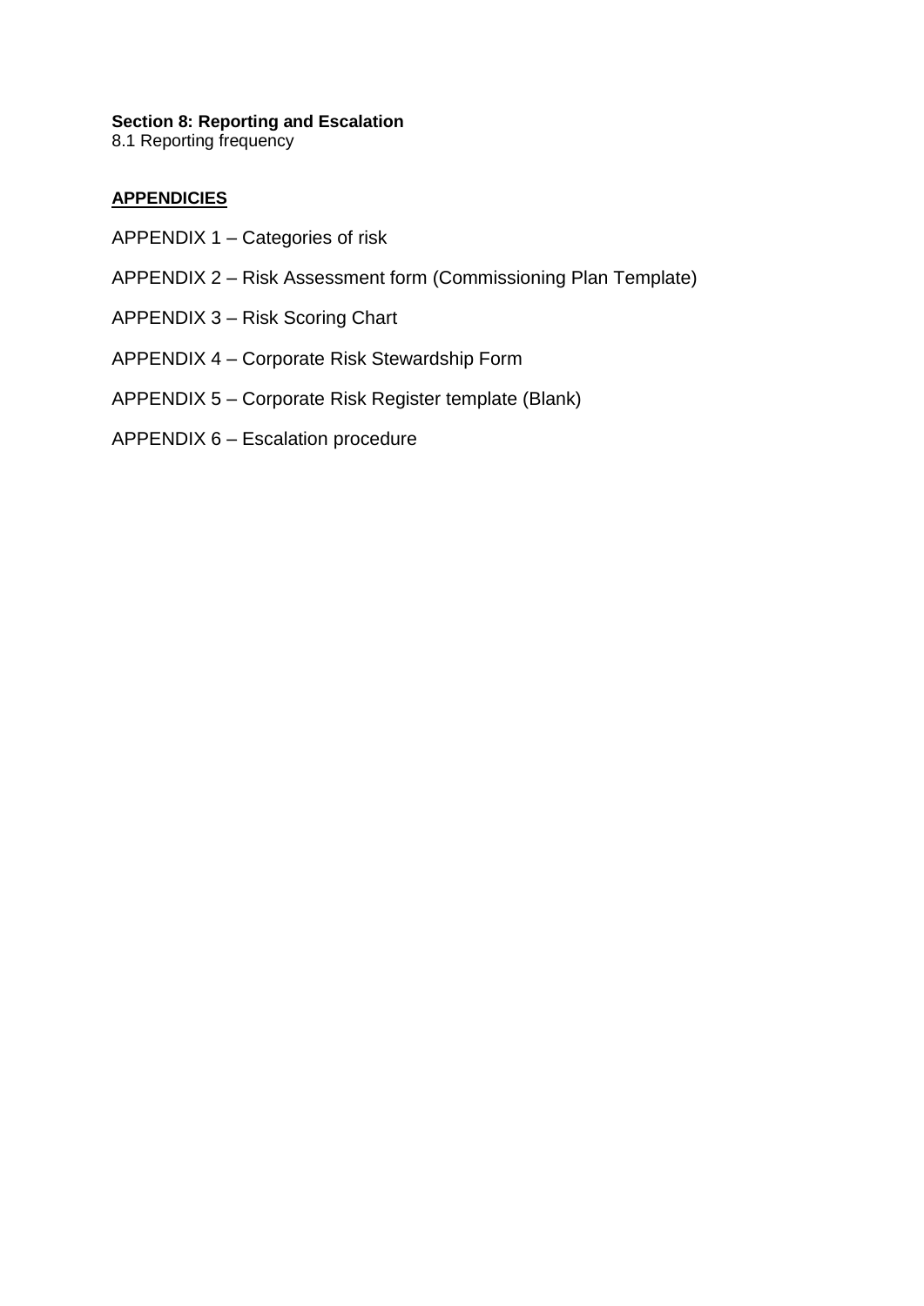**Section 8: Reporting and Escalation**
8.1 Reporting frequency

**APPENDICIES**

APPENDIX 1 – Categories of risk

APPENDIX 2 – Risk Assessment form (Commissioning Plan Template)

APPENDIX 3 – Risk Scoring Chart

APPENDIX 4 – Corporate Risk Stewardship Form

APPENDIX 5 – Corporate Risk Register template (Blank)

APPENDIX 6 – Escalation procedure